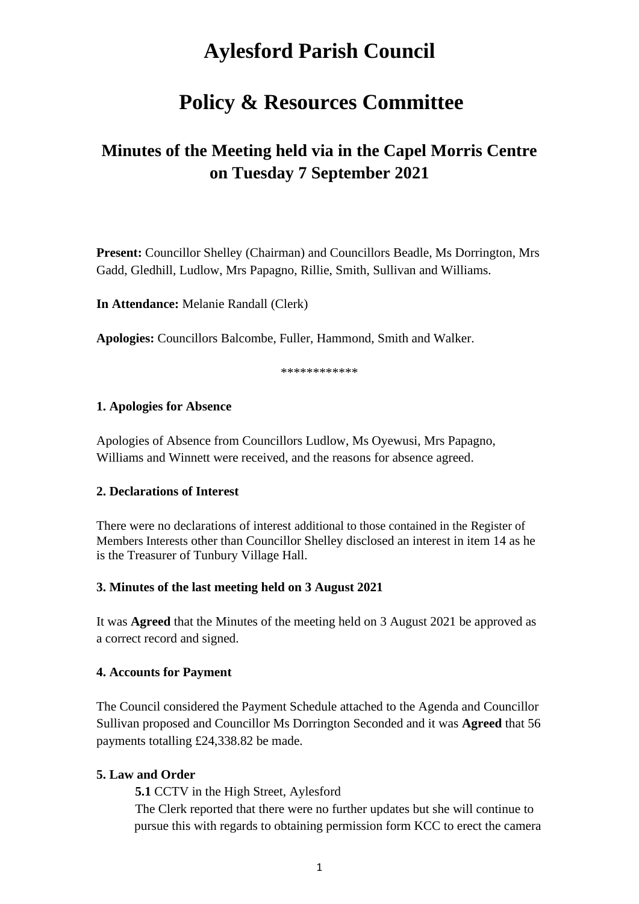# Aylesford Parish Council

# Policy & Resources Committee

## Minutes of the Meeting held via in the Capel Morris Centre on Tuesday 7 September 2021

**Present:** Councillor Shelley (Chairman) and Councillors Beadle, Ms Dorrington, Mrs Gadd, Gledhill, Ludlow, Mrs Papagno, Rillie, Smith, Sullivan and Williams.

**In Attendance:** Melanie Randall (Clerk)

**Apologies:** Councillors Balcombe, Fuller, Hammond, Smith and Walker.

************

**1. Apologies for Absence**

Apologies of Absence from Councillors Ludlow, Ms Oyewusi, Mrs Papagno, Williams and Winnett were received, and the reasons for absence agreed.

**2. Declarations of Interest**

There were no declarations of interest additional to those contained in the Register of Members Interests other than Councillor Shelley disclosed an interest in item 14 as he is the Treasurer of Tunbury Village Hall.

**3. Minutes of the last meeting held on 3 August 2021**

It was **Agreed** that the Minutes of the meeting held on 3 August 2021 be approved as a correct record and signed.

**4. Accounts for Payment**

The Council considered the Payment Schedule attached to the Agenda and Councillor Sullivan proposed and Councillor Ms Dorrington Seconded and it was **Agreed** that 56 payments totalling £24,338.82 be made.

**5. Law and Order**

**5.1** CCTV in the High Street, Aylesford

The Clerk reported that there were no further updates but she will continue to pursue this with regards to obtaining permission form KCC to erect the camera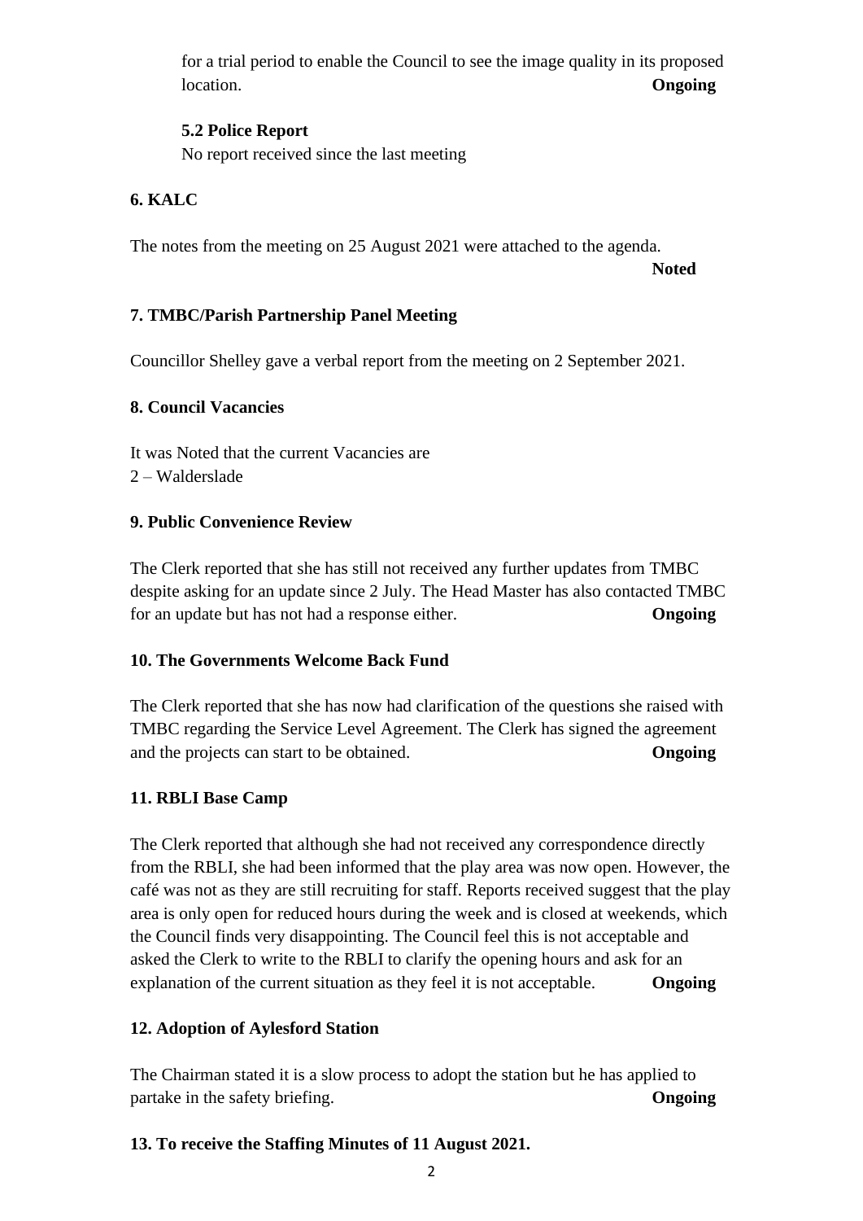for a trial period to enable the Council to see the image quality in its proposed location. **Ongoing**

**5.2 Police Report**

No report received since the last meeting

**6. KALC**

The notes from the meeting on 25 August 2021 were attached to the agenda.

**Noted**

**7. TMBC/Parish Partnership Panel Meeting**

Councillor Shelley gave a verbal report from the meeting on 2 September 2021.

**8. Council Vacancies**

It was Noted that the current Vacancies are
2 – Walderslade

**9. Public Convenience Review**

The Clerk reported that she has still not received any further updates from TMBC despite asking for an update since 2 July. The Head Master has also contacted TMBC for an update but has not had a response either. **Ongoing**

**10. The Governments Welcome Back Fund**

The Clerk reported that she has now had clarification of the questions she raised with TMBC regarding the Service Level Agreement. The Clerk has signed the agreement and the projects can start to be obtained. **Ongoing**

**11. RBLI Base Camp**

The Clerk reported that although she had not received any correspondence directly from the RBLI, she had been informed that the play area was now open. However, the café was not as they are still recruiting for staff. Reports received suggest that the play area is only open for reduced hours during the week and is closed at weekends, which the Council finds very disappointing. The Council feel this is not acceptable and asked the Clerk to write to the RBLI to clarify the opening hours and ask for an explanation of the current situation as they feel it is not acceptable. **Ongoing**

**12. Adoption of Aylesford Station**

The Chairman stated it is a slow process to adopt the station but he has applied to partake in the safety briefing. **Ongoing**

**13. To receive the Staffing Minutes of 11 August 2021.**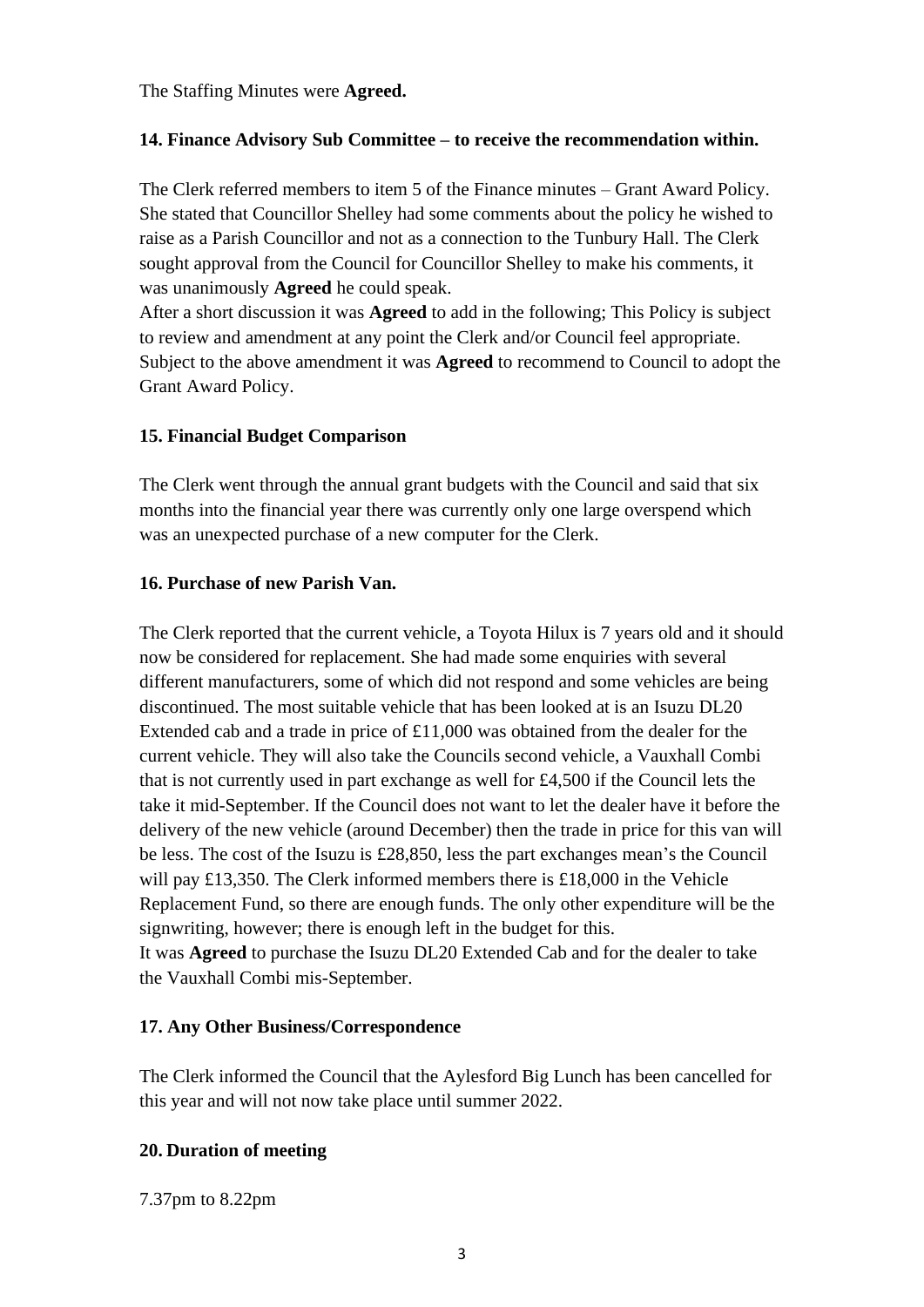The Staffing Minutes were **Agreed.**

**14. Finance Advisory Sub Committee – to receive the recommendation within.**

The Clerk referred members to item 5 of the Finance minutes – Grant Award Policy. She stated that Councillor Shelley had some comments about the policy he wished to raise as a Parish Councillor and not as a connection to the Tunbury Hall. The Clerk sought approval from the Council for Councillor Shelley to make his comments, it was unanimously **Agreed** he could speak.
After a short discussion it was **Agreed** to add in the following; This Policy is subject to review and amendment at any point the Clerk and/or Council feel appropriate. Subject to the above amendment it was **Agreed** to recommend to Council to adopt the Grant Award Policy.

**15. Financial Budget Comparison**

The Clerk went through the annual grant budgets with the Council and said that six months into the financial year there was currently only one large overspend which was an unexpected purchase of a new computer for the Clerk.

**16. Purchase of new Parish Van.**

The Clerk reported that the current vehicle, a Toyota Hilux is 7 years old and it should now be considered for replacement. She had made some enquiries with several different manufacturers, some of which did not respond and some vehicles are being discontinued. The most suitable vehicle that has been looked at is an Isuzu DL20 Extended cab and a trade in price of £11,000 was obtained from the dealer for the current vehicle. They will also take the Councils second vehicle, a Vauxhall Combi that is not currently used in part exchange as well for £4,500 if the Council lets the take it mid-September. If the Council does not want to let the dealer have it before the delivery of the new vehicle (around December) then the trade in price for this van will be less. The cost of the Isuzu is £28,850, less the part exchanges mean's the Council will pay £13,350. The Clerk informed members there is £18,000 in the Vehicle Replacement Fund, so there are enough funds. The only other expenditure will be the signwriting, however; there is enough left in the budget for this.
It was **Agreed** to purchase the Isuzu DL20 Extended Cab and for the dealer to take the Vauxhall Combi mis-September.

**17. Any Other Business/Correspondence**

The Clerk informed the Council that the Aylesford Big Lunch has been cancelled for this year and will not now take place until summer 2022.

**20. Duration of meeting**

7.37pm to 8.22pm